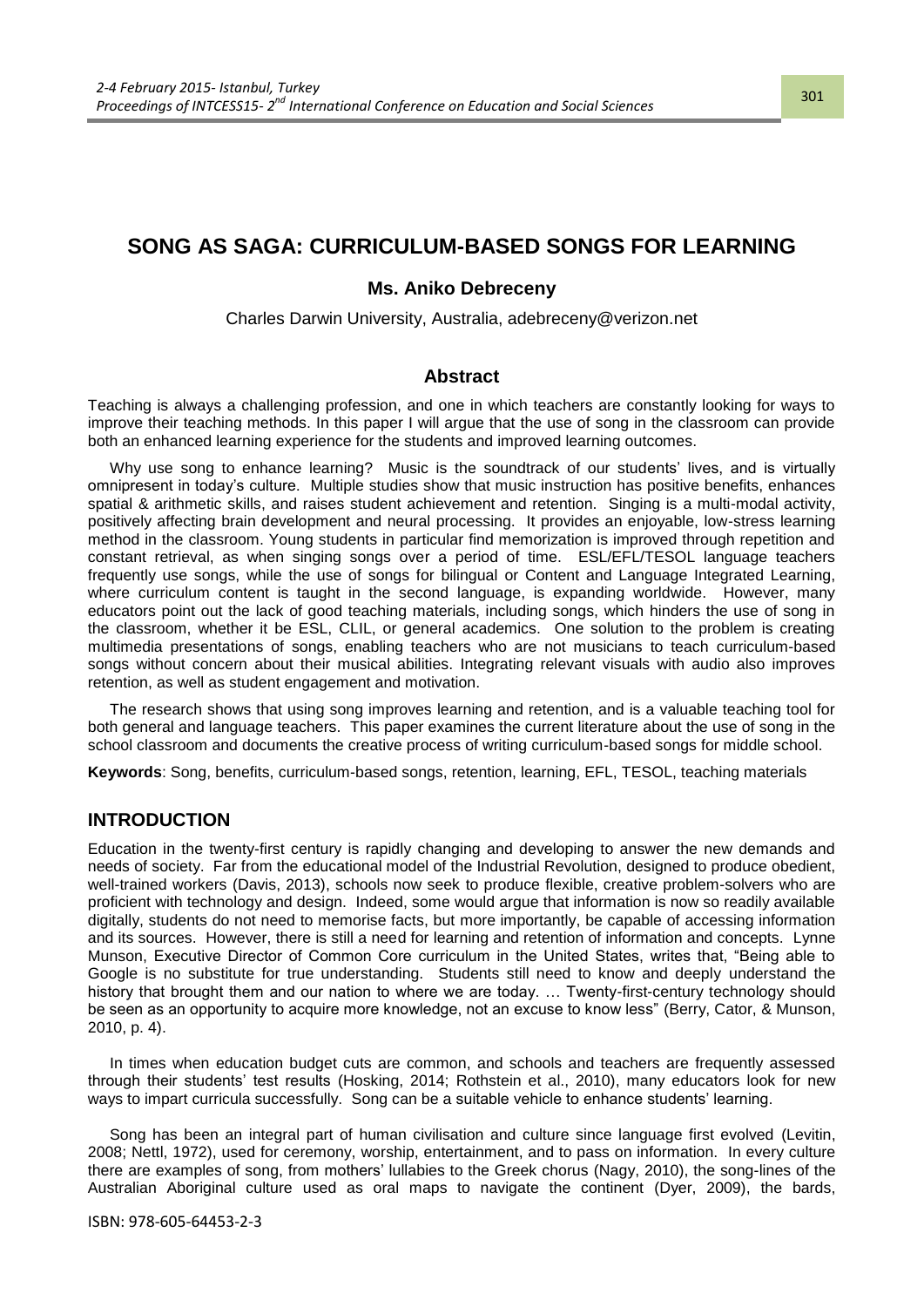# SONG AS SAGA: CURRICULUM-BASED SONGS FOR LEARNING

### Ms. Aniko Debreceny

Charles Darwin University, Australia, adebreceny@verizon.net

## Abstract

Teaching is always a challenging profession, and one in which teachers are constantly looking for ways to improve their teaching methods. In this paper I will argue that the use of song in the classroom can provide both an enhanced learning experience for the students and improved learning outcomes.

Why use song to enhance learning? Music is the soundtrack of our students' lives, and is virtually omnipresent in today's culture. Multiple studies show that music instruction has positive benefits, enhances spatial & arithmetic skills, and raises student achievement and retention. Singing is a multi-modal activity, positively affecting brain development and neural processing. It provides an enjoyable, low-stress learning method in the classroom. Young students in particular find memorization is improved through repetition and constant retrieval, as when singing songs over a period of time. ESL/EFL/TESOL language teachers frequently use songs, while the use of songs for bilingual or Content and Language Integrated Learning, where curriculum content is taught in the second language, is expanding worldwide. However, many educators point out the lack of good teaching materials, including songs, which hinders the use of song in the classroom, whether it be ESL, CLIL, or general academics. One solution to the problem is creating multimedia presentations of songs, enabling teachers who are not musicians to teach curriculum-based songs without concern about their musical abilities. Integrating relevant visuals with audio also improves retention, as well as student engagement and motivation.

The research shows that using song improves learning and retention, and is a valuable teaching tool for both general and language teachers. This paper examines the current literature about the use of song in the school classroom and documents the creative process of writing curriculum-based songs for middle school.

**Keywords**: Song, benefits, curriculum-based songs, retention, learning, EFL, TESOL, teaching materials

## INTRODUCTION

Education in the twenty-first century is rapidly changing and developing to answer the new demands and needs of society. Far from the educational model of the Industrial Revolution, designed to produce obedient, well-trained workers (Davis, 2013), schools now seek to produce flexible, creative problem-solvers who are proficient with technology and design. Indeed, some would argue that information is now so readily available digitally, students do not need to memorise facts, but more importantly, be capable of accessing information and its sources. However, there is still a need for learning and retention of information and concepts. Lynne Munson, Executive Director of Common Core curriculum in the United States, writes that, "Being able to Google is no substitute for true understanding. Students still need to know and deeply understand the history that brought them and our nation to where we are today. … Twenty-first-century technology should be seen as an opportunity to acquire more knowledge, not an excuse to know less" (Berry, Cator, & Munson, 2010, p. 4).

In times when education budget cuts are common, and schools and teachers are frequently assessed through their students' test results (Hosking, 2014; Rothstein et al., 2010), many educators look for new ways to impart curricula successfully. Song can be a suitable vehicle to enhance students' learning.

Song has been an integral part of human civilisation and culture since language first evolved (Levitin, 2008; Nettl, 1972), used for ceremony, worship, entertainment, and to pass on information. In every culture there are examples of song, from mothers' lullabies to the Greek chorus (Nagy, 2010), the song-lines of the Australian Aboriginal culture used as oral maps to navigate the continent (Dyer, 2009), the bards,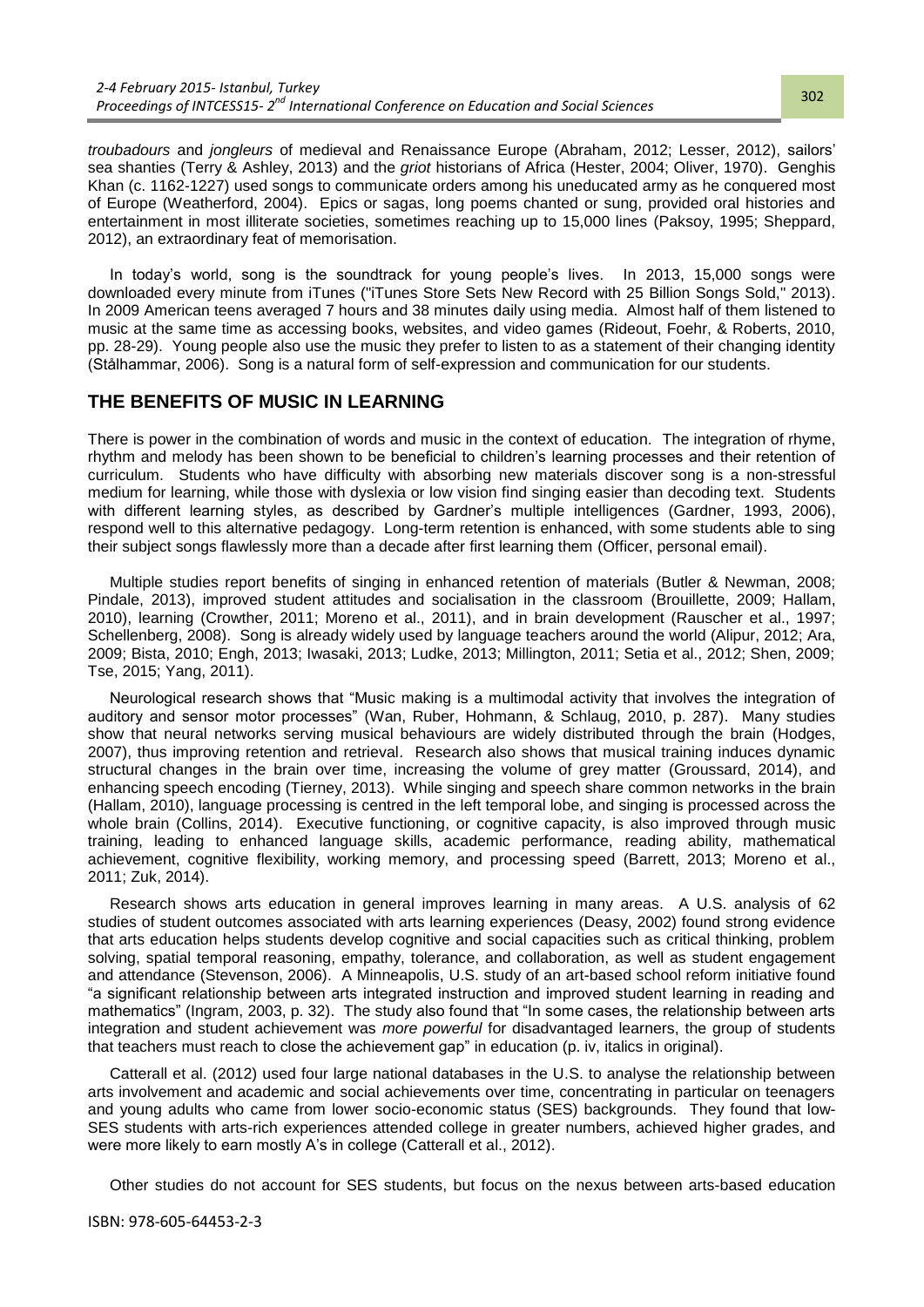*troubadours* and *jongleurs* of medieval and Renaissance Europe (Abraham, 2012; Lesser, 2012), sailors' sea shanties (Terry & Ashley, 2013) and the *griot* historians of Africa (Hester, 2004; Oliver, 1970). Genghis Khan (c. 1162-1227) used songs to communicate orders among his uneducated army as he conquered most of Europe (Weatherford, 2004). Epics or sagas, long poems chanted or sung, provided oral histories and entertainment in most illiterate societies, sometimes reaching up to 15,000 lines (Paksoy, 1995; Sheppard, 2012), an extraordinary feat of memorisation.

In today's world, song is the soundtrack for young people's lives. In 2013, 15,000 songs were downloaded every minute from iTunes ("iTunes Store Sets New Record with 25 Billion Songs Sold," 2013). In 2009 American teens averaged 7 hours and 38 minutes daily using media. Almost half of them listened to music at the same time as accessing books, websites, and video games (Rideout, Foehr, & Roberts, 2010, pp. 28-29). Young people also use the music they prefer to listen to as a statement of their changing identity (Stålhammar, 2006). Song is a natural form of self-expression and communication for our students.

## THE BENEFITS OF MUSIC IN LEARNING

There is power in the combination of words and music in the context of education. The integration of rhyme, rhythm and melody has been shown to be beneficial to children's learning processes and their retention of curriculum. Students who have difficulty with absorbing new materials discover song is a non-stressful medium for learning, while those with dyslexia or low vision find singing easier than decoding text. Students with different learning styles, as described by Gardner's multiple intelligences (Gardner, 1993, 2006), respond well to this alternative pedagogy. Long-term retention is enhanced, with some students able to sing their subject songs flawlessly more than a decade after first learning them (Officer, personal email).

Multiple studies report benefits of singing in enhanced retention of materials (Butler & Newman, 2008; Pindale, 2013), improved student attitudes and socialisation in the classroom (Brouillette, 2009; Hallam, 2010), learning (Crowther, 2011; Moreno et al., 2011), and in brain development (Rauscher et al., 1997; Schellenberg, 2008). Song is already widely used by language teachers around the world (Alipur, 2012; Ara, 2009; Bista, 2010; Engh, 2013; Iwasaki, 2013; Ludke, 2013; Millington, 2011; Setia et al., 2012; Shen, 2009; Tse, 2015; Yang, 2011).

Neurological research shows that "Music making is a multimodal activity that involves the integration of auditory and sensor motor processes" (Wan, Ruber, Hohmann, & Schlaug, 2010, p. 287). Many studies show that neural networks serving musical behaviours are widely distributed through the brain (Hodges, 2007), thus improving retention and retrieval. Research also shows that musical training induces dynamic structural changes in the brain over time, increasing the volume of grey matter (Groussard, 2014), and enhancing speech encoding (Tierney, 2013). While singing and speech share common networks in the brain (Hallam, 2010), language processing is centred in the left temporal lobe, and singing is processed across the whole brain (Collins, 2014). Executive functioning, or cognitive capacity, is also improved through music training, leading to enhanced language skills, academic performance, reading ability, mathematical achievement, cognitive flexibility, working memory, and processing speed (Barrett, 2013; Moreno et al., 2011; Zuk, 2014).

Research shows arts education in general improves learning in many areas. A U.S. analysis of 62 studies of student outcomes associated with arts learning experiences (Deasy, 2002) found strong evidence that arts education helps students develop cognitive and social capacities such as critical thinking, problem solving, spatial temporal reasoning, empathy, tolerance, and collaboration, as well as student engagement and attendance (Stevenson, 2006). A Minneapolis, U.S. study of an art-based school reform initiative found "a significant relationship between arts integrated instruction and improved student learning in reading and mathematics" (Ingram, 2003, p. 32). The study also found that "In some cases, the relationship between arts integration and student achievement was *more powerful* for disadvantaged learners, the group of students that teachers must reach to close the achievement gap" in education (p. iv, italics in original).

Catterall et al. (2012) used four large national databases in the U.S. to analyse the relationship between arts involvement and academic and social achievements over time, concentrating in particular on teenagers and young adults who came from lower socio-economic status (SES) backgrounds. They found that low-SES students with arts-rich experiences attended college in greater numbers, achieved higher grades, and were more likely to earn mostly A's in college (Catterall et al., 2012).

Other studies do not account for SES students, but focus on the nexus between arts-based education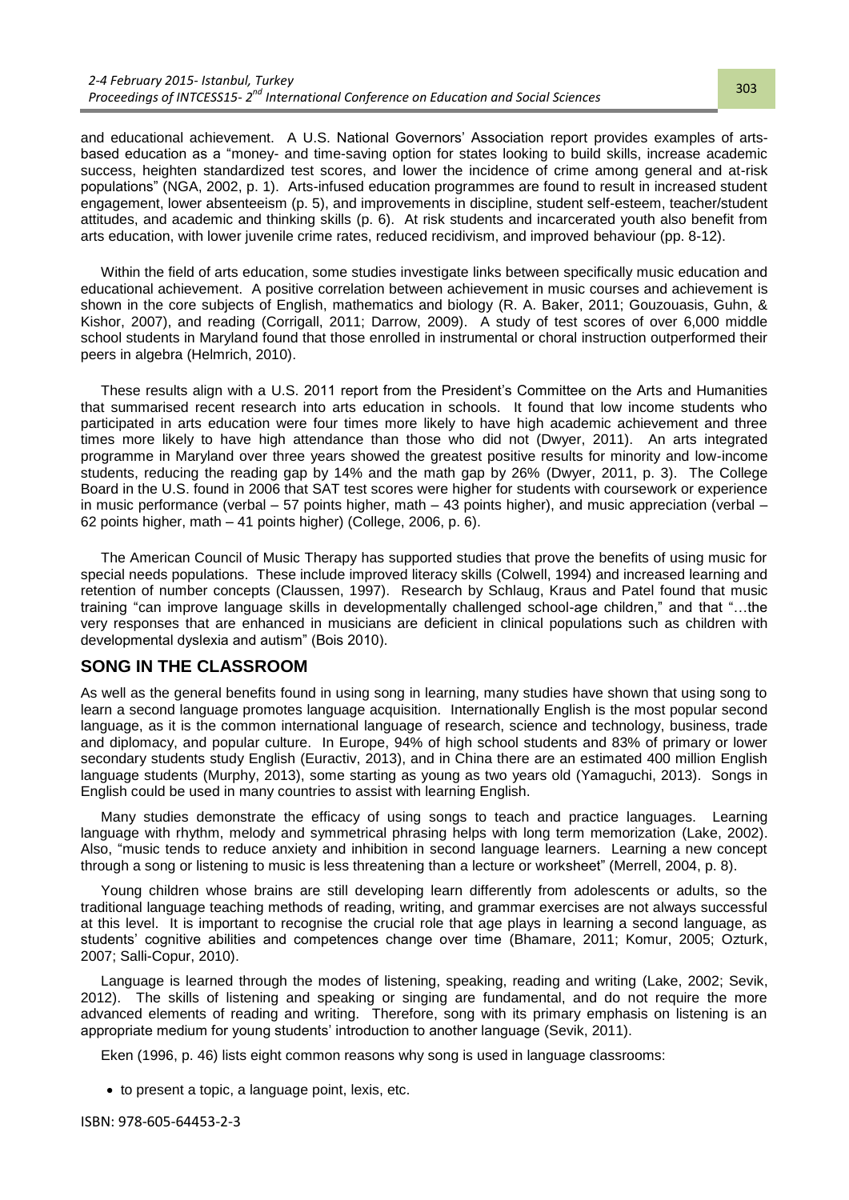and educational achievement. A U.S. National Governors' Association report provides examples of arts-based education as a "money- and time-saving option for states looking to build skills, increase academic success, heighten standardized test scores, and lower the incidence of crime among general and at-risk populations" (NGA, 2002, p. 1). Arts-infused education programmes are found to result in increased student engagement, lower absenteeism (p. 5), and improvements in discipline, student self-esteem, teacher/student attitudes, and academic and thinking skills (p. 6). At risk students and incarcerated youth also benefit from arts education, with lower juvenile crime rates, reduced recidivism, and improved behaviour (pp. 8-12).

Within the field of arts education, some studies investigate links between specifically music education and educational achievement. A positive correlation between achievement in music courses and achievement is shown in the core subjects of English, mathematics and biology (R. A. Baker, 2011; Gouzouasis, Guhn, & Kishor, 2007), and reading (Corrigall, 2011; Darrow, 2009). A study of test scores of over 6,000 middle school students in Maryland found that those enrolled in instrumental or choral instruction outperformed their peers in algebra (Helmrich, 2010).

These results align with a U.S. 2011 report from the President's Committee on the Arts and Humanities that summarised recent research into arts education in schools. It found that low income students who participated in arts education were four times more likely to have high academic achievement and three times more likely to have high attendance than those who did not (Dwyer, 2011). An arts integrated programme in Maryland over three years showed the greatest positive results for minority and low-income students, reducing the reading gap by 14% and the math gap by 26% (Dwyer, 2011, p. 3). The College Board in the U.S. found in 2006 that SAT test scores were higher for students with coursework or experience in music performance (verbal – 57 points higher, math – 43 points higher), and music appreciation (verbal – 62 points higher, math – 41 points higher) (College, 2006, p. 6).

The American Council of Music Therapy has supported studies that prove the benefits of using music for special needs populations. These include improved literacy skills (Colwell, 1994) and increased learning and retention of number concepts (Claussen, 1997). Research by Schlaug, Kraus and Patel found that music training "can improve language skills in developmentally challenged school-age children," and that "…the very responses that are enhanced in musicians are deficient in clinical populations such as children with developmental dyslexia and autism" (Bois 2010).

## SONG IN THE CLASSROOM

As well as the general benefits found in using song in learning, many studies have shown that using song to learn a second language promotes language acquisition. Internationally English is the most popular second language, as it is the common international language of research, science and technology, business, trade and diplomacy, and popular culture. In Europe, 94% of high school students and 83% of primary or lower secondary students study English (Euractiv, 2013), and in China there are an estimated 400 million English language students (Murphy, 2013), some starting as young as two years old (Yamaguchi, 2013). Songs in English could be used in many countries to assist with learning English.

Many studies demonstrate the efficacy of using songs to teach and practice languages. Learning language with rhythm, melody and symmetrical phrasing helps with long term memorization (Lake, 2002). Also, "music tends to reduce anxiety and inhibition in second language learners. Learning a new concept through a song or listening to music is less threatening than a lecture or worksheet" (Merrell, 2004, p. 8).

Young children whose brains are still developing learn differently from adolescents or adults, so the traditional language teaching methods of reading, writing, and grammar exercises are not always successful at this level. It is important to recognise the crucial role that age plays in learning a second language, as students' cognitive abilities and competences change over time (Bhamare, 2011; Komur, 2005; Ozturk, 2007; Salli-Copur, 2010).

Language is learned through the modes of listening, speaking, reading and writing (Lake, 2002; Sevik, 2012). The skills of listening and speaking or singing are fundamental, and do not require the more advanced elements of reading and writing. Therefore, song with its primary emphasis on listening is an appropriate medium for young students' introduction to another language (Sevik, 2011).

Eken (1996, p. 46) lists eight common reasons why song is used in language classrooms:

- to present a topic, a language point, lexis, etc.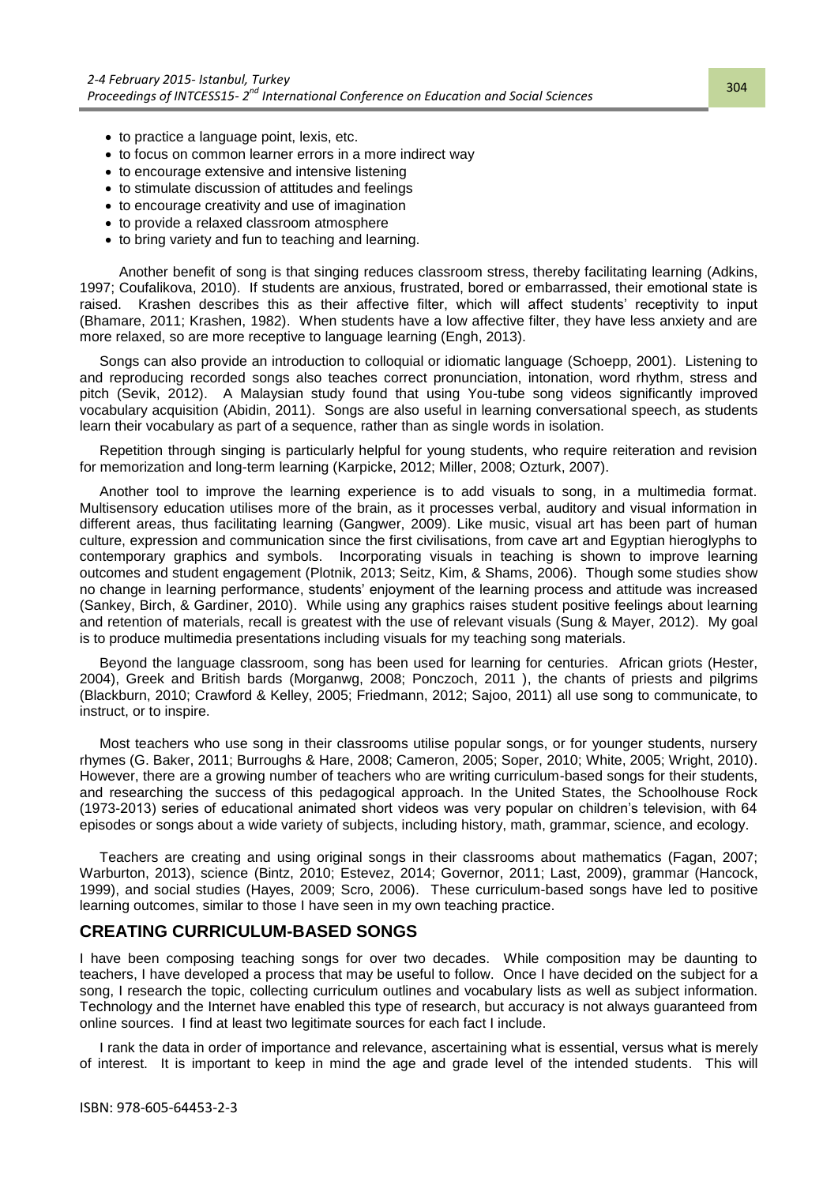- to practice a language point, lexis, etc.
- to focus on common learner errors in a more indirect way
- to encourage extensive and intensive listening
- to stimulate discussion of attitudes and feelings
- to encourage creativity and use of imagination
- to provide a relaxed classroom atmosphere
- to bring variety and fun to teaching and learning.

Another benefit of song is that singing reduces classroom stress, thereby facilitating learning (Adkins, 1997; Coufalikova, 2010). If students are anxious, frustrated, bored or embarrassed, their emotional state is raised. Krashen describes this as their affective filter, which will affect students' receptivity to input (Bhamare, 2011; Krashen, 1982). When students have a low affective filter, they have less anxiety and are more relaxed, so are more receptive to language learning (Engh, 2013).

Songs can also provide an introduction to colloquial or idiomatic language (Schoepp, 2001). Listening to and reproducing recorded songs also teaches correct pronunciation, intonation, word rhythm, stress and pitch (Sevik, 2012). A Malaysian study found that using You-tube song videos significantly improved vocabulary acquisition (Abidin, 2011). Songs are also useful in learning conversational speech, as students learn their vocabulary as part of a sequence, rather than as single words in isolation.

Repetition through singing is particularly helpful for young students, who require reiteration and revision for memorization and long-term learning (Karpicke, 2012; Miller, 2008; Ozturk, 2007).

Another tool to improve the learning experience is to add visuals to song, in a multimedia format. Multisensory education utilises more of the brain, as it processes verbal, auditory and visual information in different areas, thus facilitating learning (Gangwer, 2009). Like music, visual art has been part of human culture, expression and communication since the first civilisations, from cave art and Egyptian hieroglyphs to contemporary graphics and symbols. Incorporating visuals in teaching is shown to improve learning outcomes and student engagement (Plotnik, 2013; Seitz, Kim, & Shams, 2006). Though some studies show no change in learning performance, students' enjoyment of the learning process and attitude was increased (Sankey, Birch, & Gardiner, 2010). While using any graphics raises student positive feelings about learning and retention of materials, recall is greatest with the use of relevant visuals (Sung & Mayer, 2012). My goal is to produce multimedia presentations including visuals for my teaching song materials.

Beyond the language classroom, song has been used for learning for centuries. African griots (Hester, 2004), Greek and British bards (Morganwg, 2008; Ponczoch, 2011 ), the chants of priests and pilgrims (Blackburn, 2010; Crawford & Kelley, 2005; Friedmann, 2012; Sajoo, 2011) all use song to communicate, to instruct, or to inspire.

Most teachers who use song in their classrooms utilise popular songs, or for younger students, nursery rhymes (G. Baker, 2011; Burroughs & Hare, 2008; Cameron, 2005; Soper, 2010; White, 2005; Wright, 2010). However, there are a growing number of teachers who are writing curriculum-based songs for their students, and researching the success of this pedagogical approach. In the United States, the Schoolhouse Rock (1973-2013) series of educational animated short videos was very popular on children's television, with 64 episodes or songs about a wide variety of subjects, including history, math, grammar, science, and ecology.

Teachers are creating and using original songs in their classrooms about mathematics (Fagan, 2007; Warburton, 2013), science (Bintz, 2010; Estevez, 2014; Governor, 2011; Last, 2009), grammar (Hancock, 1999), and social studies (Hayes, 2009; Scro, 2006). These curriculum-based songs have led to positive learning outcomes, similar to those I have seen in my own teaching practice.

## CREATING CURRICULUM-BASED SONGS

I have been composing teaching songs for over two decades. While composition may be daunting to teachers, I have developed a process that may be useful to follow. Once I have decided on the subject for a song, I research the topic, collecting curriculum outlines and vocabulary lists as well as subject information. Technology and the Internet have enabled this type of research, but accuracy is not always guaranteed from online sources. I find at least two legitimate sources for each fact I include.

I rank the data in order of importance and relevance, ascertaining what is essential, versus what is merely of interest. It is important to keep in mind the age and grade level of the intended students. This will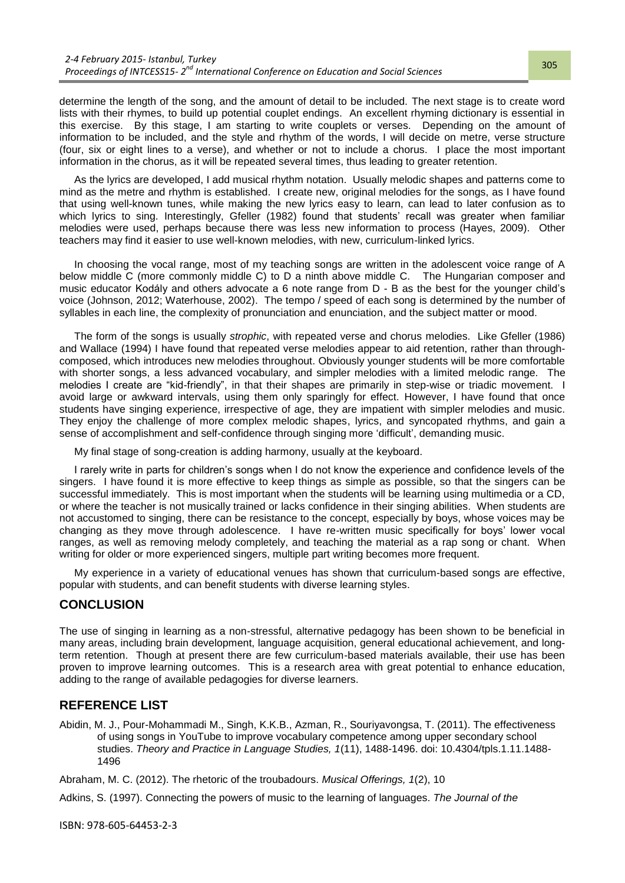determine the length of the song, and the amount of detail to be included. The next stage is to create word lists with their rhymes, to build up potential couplet endings. An excellent rhyming dictionary is essential in this exercise. By this stage, I am starting to write couplets or verses. Depending on the amount of information to be included, and the style and rhythm of the words, I will decide on metre, verse structure (four, six or eight lines to a verse), and whether or not to include a chorus. I place the most important information in the chorus, as it will be repeated several times, thus leading to greater retention.

As the lyrics are developed, I add musical rhythm notation. Usually melodic shapes and patterns come to mind as the metre and rhythm is established. I create new, original melodies for the songs, as I have found that using well-known tunes, while making the new lyrics easy to learn, can lead to later confusion as to which lyrics to sing. Interestingly, Gfeller (1982) found that students' recall was greater when familiar melodies were used, perhaps because there was less new information to process (Hayes, 2009). Other teachers may find it easier to use well-known melodies, with new, curriculum-linked lyrics.

In choosing the vocal range, most of my teaching songs are written in the adolescent voice range of A below middle C (more commonly middle C) to D a ninth above middle C. The Hungarian composer and music educator Kodály and others advocate a 6 note range from D - B as the best for the younger child's voice (Johnson, 2012; Waterhouse, 2002). The tempo / speed of each song is determined by the number of syllables in each line, the complexity of pronunciation and enunciation, and the subject matter or mood.

The form of the songs is usually *strophic*, with repeated verse and chorus melodies. Like Gfeller (1986) and Wallace (1994) I have found that repeated verse melodies appear to aid retention, rather than through-composed, which introduces new melodies throughout. Obviously younger students will be more comfortable with shorter songs, a less advanced vocabulary, and simpler melodies with a limited melodic range. The melodies I create are "kid-friendly", in that their shapes are primarily in step-wise or triadic movement. I avoid large or awkward intervals, using them only sparingly for effect. However, I have found that once students have singing experience, irrespective of age, they are impatient with simpler melodies and music. They enjoy the challenge of more complex melodic shapes, lyrics, and syncopated rhythms, and gain a sense of accomplishment and self-confidence through singing more 'difficult', demanding music.

My final stage of song-creation is adding harmony, usually at the keyboard.

I rarely write in parts for children's songs when I do not know the experience and confidence levels of the singers. I have found it is more effective to keep things as simple as possible, so that the singers can be successful immediately. This is most important when the students will be learning using multimedia or a CD, or where the teacher is not musically trained or lacks confidence in their singing abilities. When students are not accustomed to singing, there can be resistance to the concept, especially by boys, whose voices may be changing as they move through adolescence. I have re-written music specifically for boys' lower vocal ranges, as well as removing melody completely, and teaching the material as a rap song or chant. When writing for older or more experienced singers, multiple part writing becomes more frequent.

My experience in a variety of educational venues has shown that curriculum-based songs are effective, popular with students, and can benefit students with diverse learning styles.

## CONCLUSION

The use of singing in learning as a non-stressful, alternative pedagogy has been shown to be beneficial in many areas, including brain development, language acquisition, general educational achievement, and long-term retention. Though at present there are few curriculum-based materials available, their use has been proven to improve learning outcomes. This is a research area with great potential to enhance education, adding to the range of available pedagogies for diverse learners.

## REFERENCE LIST

Abidin, M. J., Pour-Mohammadi M., Singh, K.K.B., Azman, R., Souriyavongsa, T. (2011). The effectiveness of using songs in YouTube to improve vocabulary competence among upper secondary school studies. *Theory and Practice in Language Studies, 1*(11), 1488-1496. doi: 10.4304/tpls.1.11.1488-1496

Abraham, M. C. (2012). The rhetoric of the troubadours. *Musical Offerings, 1*(2), 10

Adkins, S. (1997). Connecting the powers of music to the learning of languages. *The Journal of the*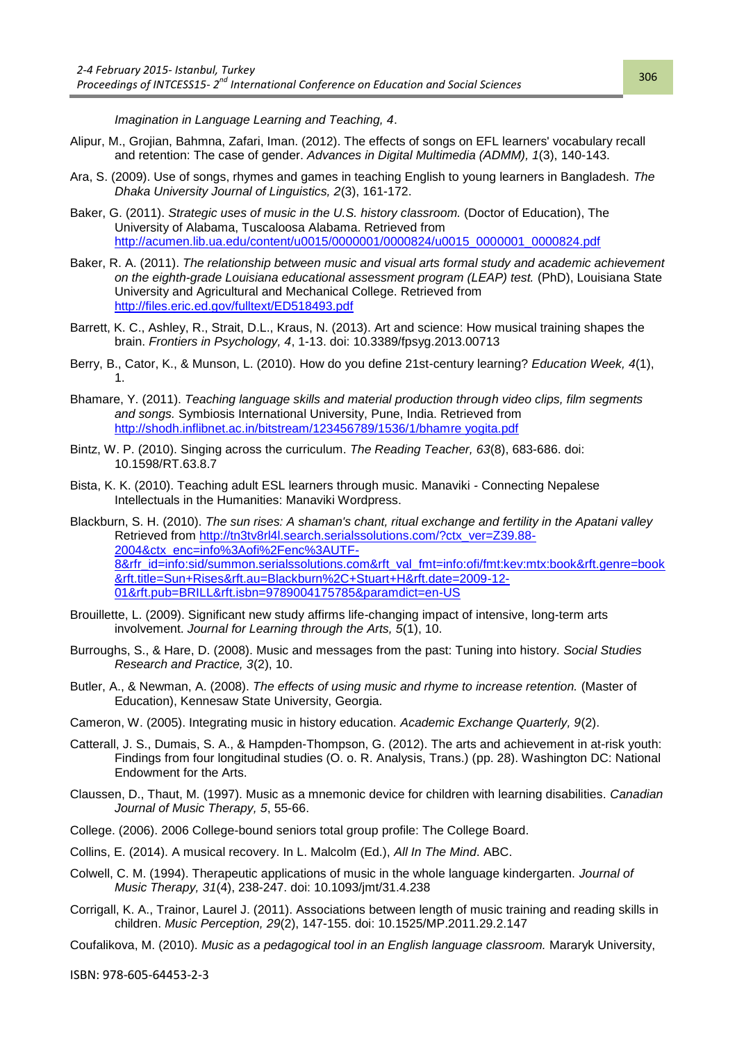*Imagination in Language Learning and Teaching, 4*.

Alipur, M., Grojian, Bahmna, Zafari, Iman. (2012). The effects of songs on EFL learners' vocabulary recall and retention: The case of gender. *Advances in Digital Multimedia (ADMM), 1*(3), 140-143.

Ara, S. (2009). Use of songs, rhymes and games in teaching English to young learners in Bangladesh. *The Dhaka University Journal of Linguistics, 2*(3), 161-172.

Baker, G. (2011). *Strategic uses of music in the U.S. history classroom.* (Doctor of Education), The University of Alabama, Tuscaloosa Alabama. Retrieved from http://acumen.lib.ua.edu/content/u0015/0000001/0000824/u0015_0000001_0000824.pdf

Baker, R. A. (2011). *The relationship between music and visual arts formal study and academic achievement on the eighth-grade Louisiana educational assessment program (LEAP) test.* (PhD), Louisiana State University and Agricultural and Mechanical College. Retrieved from http://files.eric.ed.gov/fulltext/ED518493.pdf

Barrett, K. C., Ashley, R., Strait, D.L., Kraus, N. (2013). Art and science: How musical training shapes the brain. *Frontiers in Psychology, 4*, 1-13. doi: 10.3389/fpsyg.2013.00713

Berry, B., Cator, K., & Munson, L. (2010). How do you define 21st-century learning? *Education Week, 4*(1), 1.

Bhamare, Y. (2011). *Teaching language skills and material production through video clips, film segments and songs.* Symbiosis International University, Pune, India. Retrieved from http://shodh.inflibnet.ac.in/bitstream/123456789/1536/1/bhamre yogita.pdf

Bintz, W. P. (2010). Singing across the curriculum. *The Reading Teacher, 63*(8), 683-686. doi: 10.1598/RT.63.8.7

Bista, K. K. (2010). Teaching adult ESL learners through music. Manaviki - Connecting Nepalese Intellectuals in the Humanities: Manaviki Wordpress.

Blackburn, S. H. (2010). *The sun rises: A shaman's chant, ritual exchange and fertility in the Apatani valley* Retrieved from http://tn3tv8rl4l.search.serialssolutions.com/?ctx_ver=Z39.88-2004&ctx_enc=info%3Aofi%2Fenc%3AUTF-8&rfr_id=info:sid/summon.serialssolutions.com&rft_val_fmt=info:ofi/fmt:kev:mtx:book&rft.genre=book&rft.title=Sun+Rises&rft.au=Blackburn%2C+Stuart+H&rft.date=2009-12-01&rft.pub=BRILL&rft.isbn=9789004175785&paramdict=en-US

Brouillette, L. (2009). Significant new study affirms life-changing impact of intensive, long-term arts involvement. *Journal for Learning through the Arts, 5*(1), 10.

Burroughs, S., & Hare, D. (2008). Music and messages from the past: Tuning into history. *Social Studies Research and Practice, 3*(2), 10.

Butler, A., & Newman, A. (2008). *The effects of using music and rhyme to increase retention.* (Master of Education), Kennesaw State University, Georgia.

Cameron, W. (2005). Integrating music in history education. *Academic Exchange Quarterly, 9*(2).

Catterall, J. S., Dumais, S. A., & Hampden-Thompson, G. (2012). The arts and achievement in at-risk youth: Findings from four longitudinal studies (O. o. R. Analysis, Trans.) (pp. 28). Washington DC: National Endowment for the Arts.

Claussen, D., Thaut, M. (1997). Music as a mnemonic device for children with learning disabilities. *Canadian Journal of Music Therapy, 5*, 55-66.

College. (2006). 2006 College-bound seniors total group profile: The College Board.

Collins, E. (2014). A musical recovery. In L. Malcolm (Ed.), *All In The Mind*. ABC.

Colwell, C. M. (1994). Therapeutic applications of music in the whole language kindergarten. *Journal of Music Therapy, 31*(4), 238-247. doi: 10.1093/jmt/31.4.238

Corrigall, K. A., Trainor, Laurel J. (2011). Associations between length of music training and reading skills in children. *Music Perception, 29*(2), 147-155. doi: 10.1525/MP.2011.29.2.147

Coufalikova, M. (2010). *Music as a pedagogical tool in an English language classroom.* Mararyk University,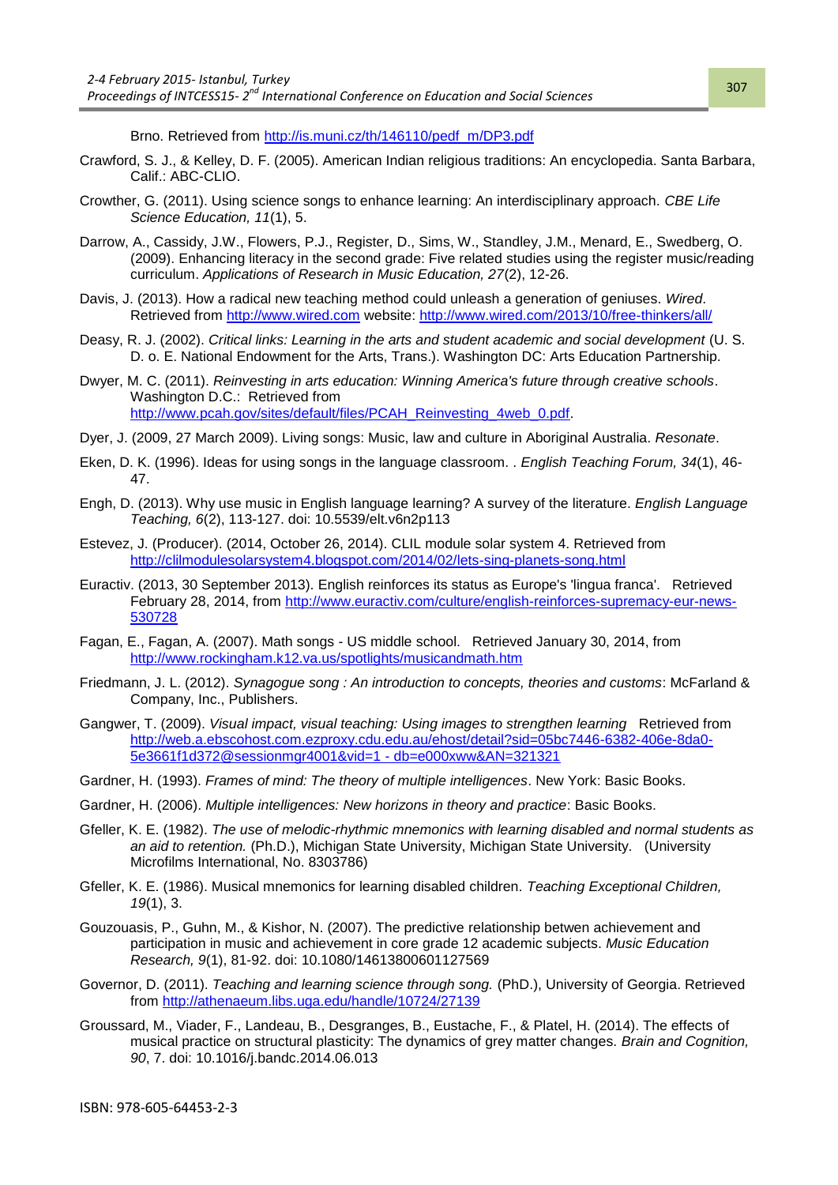Brno. Retrieved from http://is.muni.cz/th/146110/pedf_m/DP3.pdf

Crawford, S. J., & Kelley, D. F. (2005). American Indian religious traditions: An encyclopedia. Santa Barbara, Calif.: ABC-CLIO.

Crowther, G. (2011). Using science songs to enhance learning: An interdisciplinary approach. *CBE Life Science Education, 11*(1), 5.

Darrow, A., Cassidy, J.W., Flowers, P.J., Register, D., Sims, W., Standley, J.M., Menard, E., Swedberg, O. (2009). Enhancing literacy in the second grade: Five related studies using the register music/reading curriculum. *Applications of Research in Music Education, 27*(2), 12-26.

Davis, J. (2013). How a radical new teaching method could unleash a generation of geniuses. *Wired*. Retrieved from http://www.wired.com website: http://www.wired.com/2013/10/free-thinkers/all/

Deasy, R. J. (2002). *Critical links: Learning in the arts and student academic and social development* (U. S. D. o. E. National Endowment for the Arts, Trans.). Washington DC: Arts Education Partnership.

Dwyer, M. C. (2011). *Reinvesting in arts education: Winning America's future through creative schools*. Washington D.C.: Retrieved from http://www.pcah.gov/sites/default/files/PCAH_Reinvesting_4web_0.pdf.

Dyer, J. (2009, 27 March 2009). Living songs: Music, law and culture in Aboriginal Australia. *Resonate*.

Eken, D. K. (1996). Ideas for using songs in the language classroom. . *English Teaching Forum, 34*(1), 46-47.

Engh, D. (2013). Why use music in English language learning? A survey of the literature. *English Language Teaching, 6*(2), 113-127. doi: 10.5539/elt.v6n2p113

Estevez, J. (Producer). (2014, October 26, 2014). CLIL module solar system 4. Retrieved from http://clilmodulesolarsystem4.blogspot.com/2014/02/lets-sing-planets-song.html

Euractiv. (2013, 30 September 2013). English reinforces its status as Europe's 'lingua franca'. Retrieved February 28, 2014, from http://www.euractiv.com/culture/english-reinforces-supremacy-eur-news-530728

Fagan, E., Fagan, A. (2007). Math songs - US middle school. Retrieved January 30, 2014, from http://www.rockingham.k12.va.us/spotlights/musicandmath.htm

Friedmann, J. L. (2012). *Synagogue song : An introduction to concepts, theories and customs*: McFarland & Company, Inc., Publishers.

Gangwer, T. (2009). *Visual impact, visual teaching: Using images to strengthen learning* Retrieved from http://web.a.ebscohost.com.ezproxy.cdu.edu.au/ehost/detail?sid=05bc7446-6382-406e-8da0-5e3661f1d372@sessionmgr4001&vid=1 - db=e000xww&AN=321321

Gardner, H. (1993). *Frames of mind: The theory of multiple intelligences*. New York: Basic Books.

Gardner, H. (2006). *Multiple intelligences: New horizons in theory and practice*: Basic Books.

Gfeller, K. E. (1982). *The use of melodic-rhythmic mnemonics with learning disabled and normal students as an aid to retention.* (Ph.D.), Michigan State University, Michigan State University. (University Microfilms International, No. 8303786)

Gfeller, K. E. (1986). Musical mnemonics for learning disabled children. *Teaching Exceptional Children, 19*(1), 3.

Gouzouasis, P., Guhn, M., & Kishor, N. (2007). The predictive relationship betwen achievement and participation in music and achievement in core grade 12 academic subjects. *Music Education Research, 9*(1), 81-92. doi: 10.1080/14613800601127569

Governor, D. (2011). *Teaching and learning science through song.* (PhD.), University of Georgia. Retrieved from http://athenaeum.libs.uga.edu/handle/10724/27139

Groussard, M., Viader, F., Landeau, B., Desgranges, B., Eustache, F., & Platel, H. (2014). The effects of musical practice on structural plasticity: The dynamics of grey matter changes. *Brain and Cognition, 90*, 7. doi: 10.1016/j.bandc.2014.06.013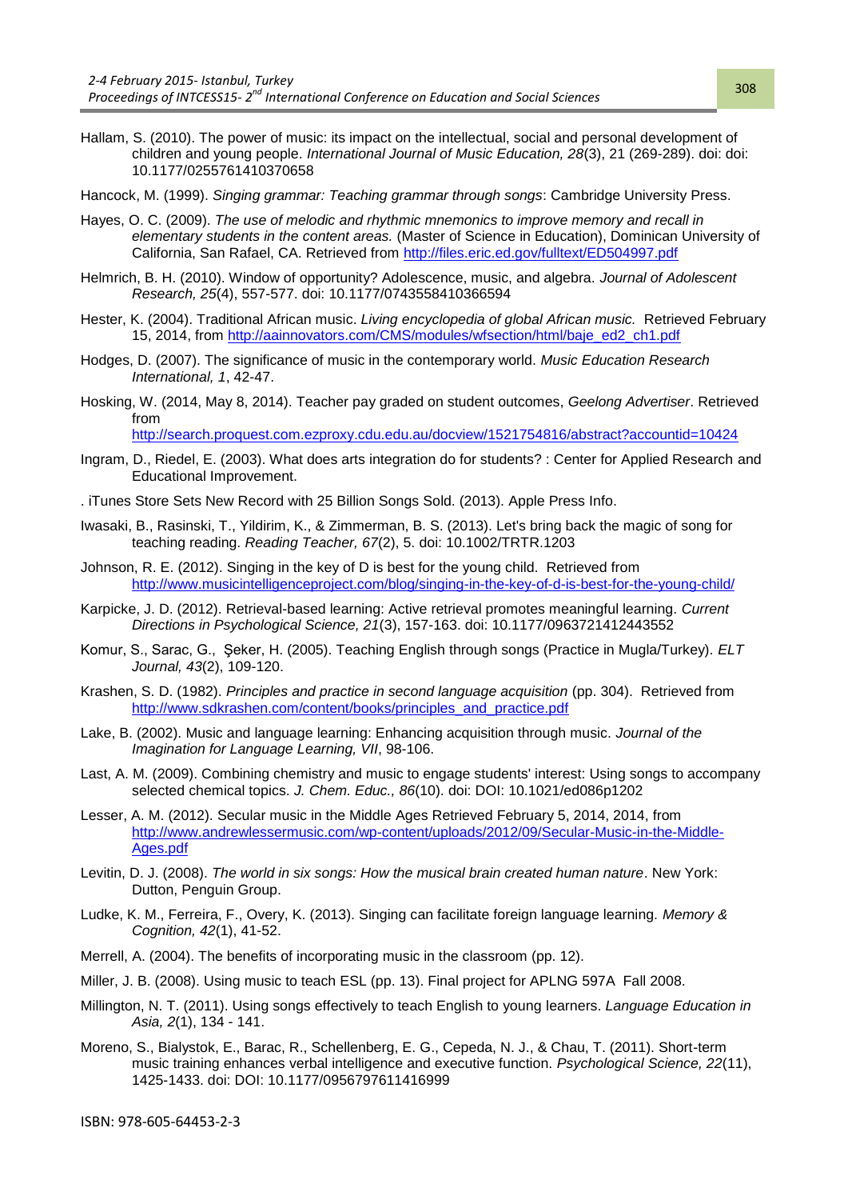Hallam, S. (2010). The power of music: its impact on the intellectual, social and personal development of children and young people. *International Journal of Music Education, 28*(3), 21 (269-289). doi: doi: 10.1177/0255761410370658

Hancock, M. (1999). *Singing grammar: Teaching grammar through songs*: Cambridge University Press.

Hayes, O. C. (2009). *The use of melodic and rhythmic mnemonics to improve memory and recall in elementary students in the content areas.* (Master of Science in Education), Dominican University of California, San Rafael, CA. Retrieved from http://files.eric.ed.gov/fulltext/ED504997.pdf

Helmrich, B. H. (2010). Window of opportunity? Adolescence, music, and algebra. *Journal of Adolescent Research, 25*(4), 557-577. doi: 10.1177/0743558410366594

Hester, K. (2004). Traditional African music. *Living encyclopedia of global African music.* Retrieved February 15, 2014, from http://aainnovators.com/CMS/modules/wfsection/html/baje_ed2_ch1.pdf

Hodges, D. (2007). The significance of music in the contemporary world. *Music Education Research International, 1*, 42-47.

Hosking, W. (2014, May 8, 2014). Teacher pay graded on student outcomes, *Geelong Advertiser*. Retrieved from http://search.proquest.com.ezproxy.cdu.edu.au/docview/1521754816/abstract?accountid=10424

Ingram, D., Riedel, E. (2003). What does arts integration do for students? : Center for Applied Research and Educational Improvement.

. iTunes Store Sets New Record with 25 Billion Songs Sold. (2013). Apple Press Info.

Iwasaki, B., Rasinski, T., Yildirim, K., & Zimmerman, B. S. (2013). Let's bring back the magic of song for teaching reading. *Reading Teacher, 67*(2), 5. doi: 10.1002/TRTR.1203

Johnson, R. E. (2012). Singing in the key of D is best for the young child. Retrieved from http://www.musicintelligenceproject.com/blog/singing-in-the-key-of-d-is-best-for-the-young-child/

Karpicke, J. D. (2012). Retrieval-based learning: Active retrieval promotes meaningful learning. *Current Directions in Psychological Science, 21*(3), 157-163. doi: 10.1177/0963721412443552

Komur, S., Sarac, G., Şeker, H. (2005). Teaching English through songs (Practice in Mugla/Turkey). *ELT Journal, 43*(2), 109-120.

Krashen, S. D. (1982). *Principles and practice in second language acquisition* (pp. 304). Retrieved from http://www.sdkrashen.com/content/books/principles_and_practice.pdf

Lake, B. (2002). Music and language learning: Enhancing acquisition through music. *Journal of the Imagination for Language Learning, VII*, 98-106.

Last, A. M. (2009). Combining chemistry and music to engage students' interest: Using songs to accompany selected chemical topics. *J. Chem. Educ., 86*(10). doi: DOI: 10.1021/ed086p1202

Lesser, A. M. (2012). Secular music in the Middle Ages Retrieved February 5, 2014, 2014, from http://www.andrewlessermusic.com/wp-content/uploads/2012/09/Secular-Music-in-the-Middle-Ages.pdf

Levitin, D. J. (2008). *The world in six songs: How the musical brain created human nature*. New York: Dutton, Penguin Group.

Ludke, K. M., Ferreira, F., Overy, K. (2013). Singing can facilitate foreign language learning. *Memory & Cognition, 42*(1), 41-52.

Merrell, A. (2004). The benefits of incorporating music in the classroom (pp. 12).

Miller, J. B. (2008). Using music to teach ESL (pp. 13). Final project for APLNG 597A Fall 2008.

Millington, N. T. (2011). Using songs effectively to teach English to young learners. *Language Education in Asia, 2*(1), 134 - 141.

Moreno, S., Bialystok, E., Barac, R., Schellenberg, E. G., Cepeda, N. J., & Chau, T. (2011). Short-term music training enhances verbal intelligence and executive function. *Psychological Science, 22*(11), 1425-1433. doi: DOI: 10.1177/0956797611416999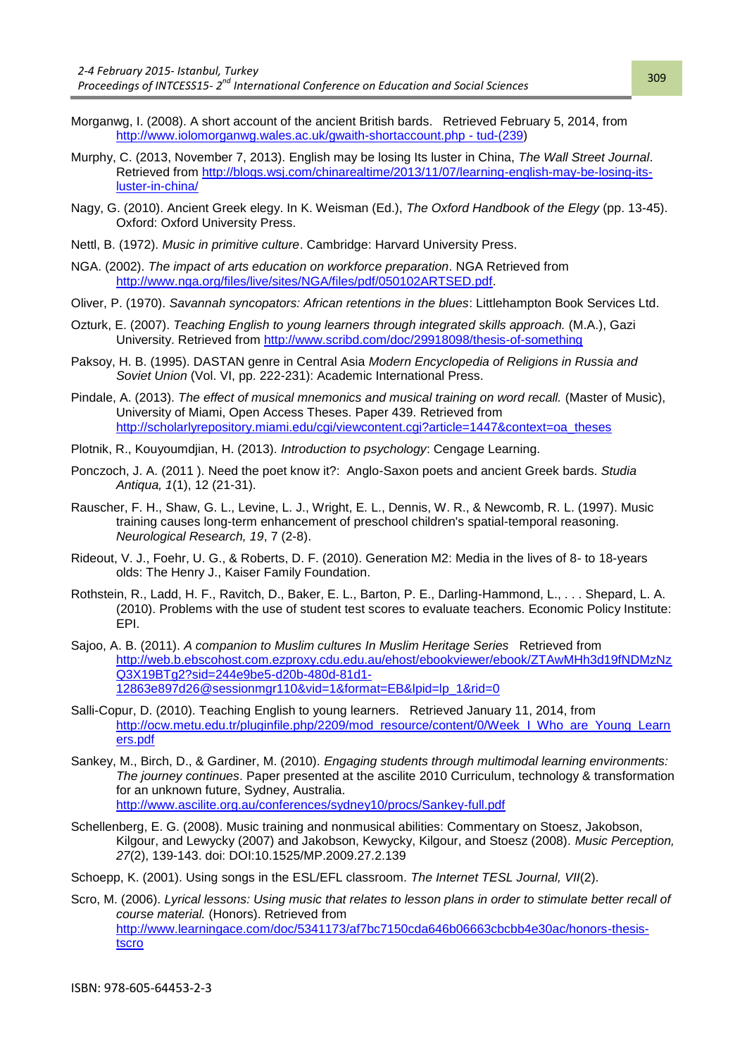Morganwg, I. (2008). A short account of the ancient British bards. Retrieved February 5, 2014, from http://www.iolomorganwg.wales.ac.uk/gwaith-shortaccount.php - tud-(239)

Murphy, C. (2013, November 7, 2013). English may be losing Its luster in China, *The Wall Street Journal*. Retrieved from http://blogs.wsj.com/chinarealtime/2013/11/07/learning-english-may-be-losing-its-luster-in-china/

Nagy, G. (2010). Ancient Greek elegy. In K. Weisman (Ed.), *The Oxford Handbook of the Elegy* (pp. 13-45). Oxford: Oxford University Press.

Nettl, B. (1972). *Music in primitive culture*. Cambridge: Harvard University Press.

NGA. (2002). *The impact of arts education on workforce preparation*. NGA Retrieved from http://www.nga.org/files/live/sites/NGA/files/pdf/050102ARTSED.pdf.

Oliver, P. (1970). *Savannah syncopators: African retentions in the blues*: Littlehampton Book Services Ltd.

Ozturk, E. (2007). *Teaching English to young learners through integrated skills approach.* (M.A.), Gazi University. Retrieved from http://www.scribd.com/doc/29918098/thesis-of-something

Paksoy, H. B. (1995). DASTAN genre in Central Asia *Modern Encyclopedia of Religions in Russia and Soviet Union* (Vol. VI, pp. 222-231): Academic International Press.

Pindale, A. (2013). *The effect of musical mnemonics and musical training on word recall.* (Master of Music), University of Miami, Open Access Theses. Paper 439. Retrieved from http://scholarlyrepository.miami.edu/cgi/viewcontent.cgi?article=1447&context=oa_theses

Plotnik, R., Kouyoumdjian, H. (2013). *Introduction to psychology*: Cengage Learning.

Ponczoch, J. A. (2011 ). Need the poet know it?: Anglo-Saxon poets and ancient Greek bards. *Studia Antiqua, 1*(1), 12 (21-31).

Rauscher, F. H., Shaw, G. L., Levine, L. J., Wright, E. L., Dennis, W. R., & Newcomb, R. L. (1997). Music training causes long-term enhancement of preschool children's spatial-temporal reasoning. *Neurological Research, 19*, 7 (2-8).

Rideout, V. J., Foehr, U. G., & Roberts, D. F. (2010). Generation M2: Media in the lives of 8- to 18-years olds: The Henry J., Kaiser Family Foundation.

Rothstein, R., Ladd, H. F., Ravitch, D., Baker, E. L., Barton, P. E., Darling-Hammond, L., . . . Shepard, L. A. (2010). Problems with the use of student test scores to evaluate teachers. Economic Policy Institute: EPI.

Sajoo, A. B. (2011). *A companion to Muslim cultures In Muslim Heritage Series* Retrieved from http://web.b.ebscohost.com.ezproxy.cdu.edu.au/ehost/ebookviewer/ebook/ZTAwMHh3d19fNDMzNzQ3X19BTg2?sid=244e9be5-d20b-480d-81d1-12863e897d26@sessionmgr110&vid=1&format=EB&lpid=lp_1&rid=0

Salli-Copur, D. (2010). Teaching English to young learners. Retrieved January 11, 2014, from http://ocw.metu.edu.tr/pluginfile.php/2209/mod_resource/content/0/Week_I_Who_are_Young_Learners.pdf

Sankey, M., Birch, D., & Gardiner, M. (2010). *Engaging students through multimodal learning environments: The journey continues*. Paper presented at the ascilite 2010 Curriculum, technology & transformation for an unknown future, Sydney, Australia. http://www.ascilite.org.au/conferences/sydney10/procs/Sankey-full.pdf

Schellenberg, E. G. (2008). Music training and nonmusical abilities: Commentary on Stoesz, Jakobson, Kilgour, and Lewycky (2007) and Jakobson, Kewycky, Kilgour, and Stoesz (2008). *Music Perception, 27*(2), 139-143. doi: DOI:10.1525/MP.2009.27.2.139

Schoepp, K. (2001). Using songs in the ESL/EFL classroom. *The Internet TESL Journal, VII*(2).

Scro, M. (2006). *Lyrical lessons: Using music that relates to lesson plans in order to stimulate better recall of course material.* (Honors). Retrieved from http://www.learningace.com/doc/5341173/af7bc7150cda646b06663cbcbb4e30ac/honors-thesis-tscro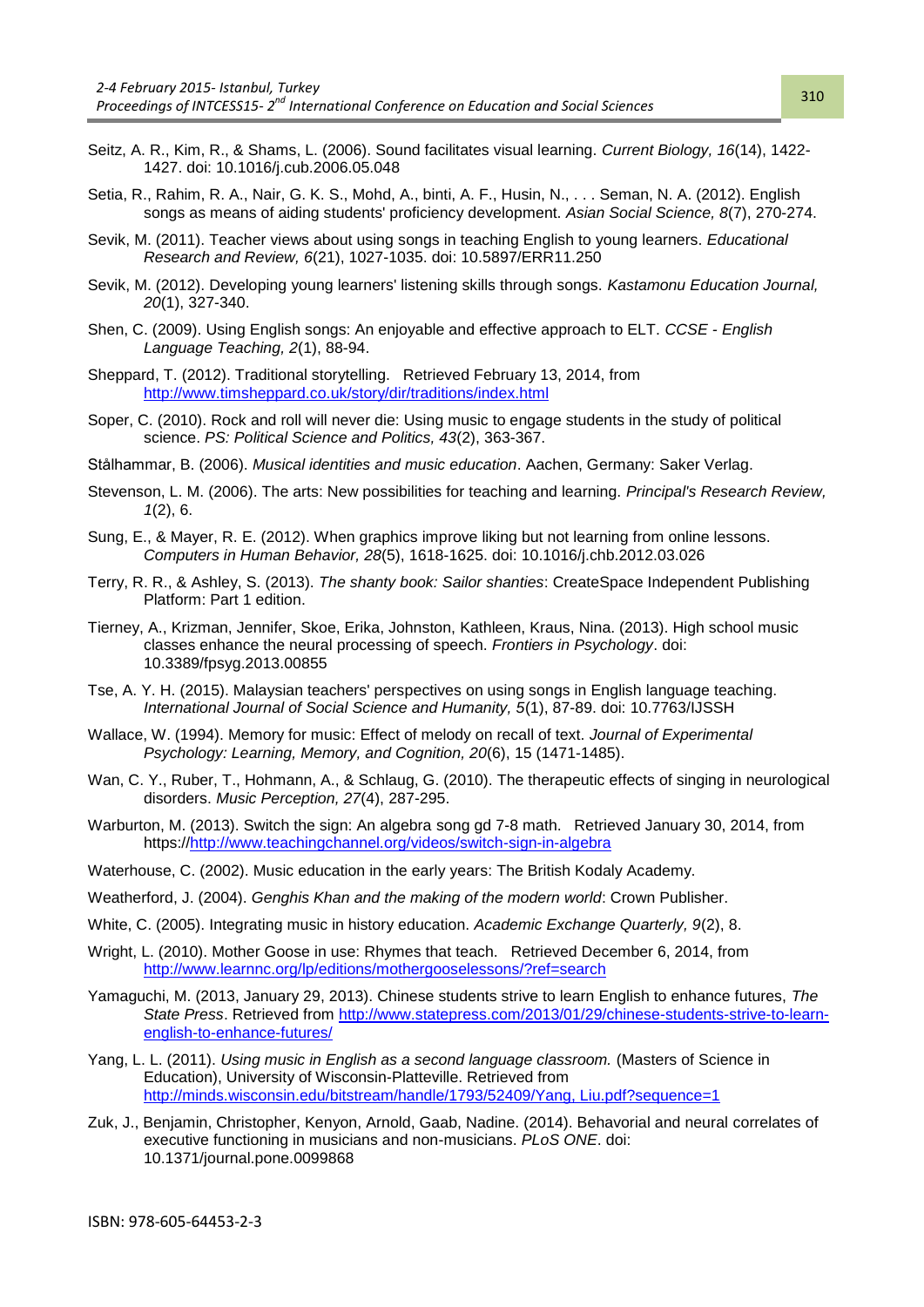Seitz, A. R., Kim, R., & Shams, L. (2006). Sound facilitates visual learning. *Current Biology, 16*(14), 1422-1427. doi: 10.1016/j.cub.2006.05.048

Setia, R., Rahim, R. A., Nair, G. K. S., Mohd, A., binti, A. F., Husin, N., . . . Seman, N. A. (2012). English songs as means of aiding students' proficiency development. *Asian Social Science, 8*(7), 270-274.

Sevik, M. (2011). Teacher views about using songs in teaching English to young learners. *Educational Research and Review, 6*(21), 1027-1035. doi: 10.5897/ERR11.250

Sevik, M. (2012). Developing young learners' listening skills through songs. *Kastamonu Education Journal, 20*(1), 327-340.

Shen, C. (2009). Using English songs: An enjoyable and effective approach to ELT. *CCSE - English Language Teaching, 2*(1), 88-94.

Sheppard, T. (2012). Traditional storytelling. Retrieved February 13, 2014, from http://www.timsheppard.co.uk/story/dir/traditions/index.html

Soper, C. (2010). Rock and roll will never die: Using music to engage students in the study of political science. *PS: Political Science and Politics, 43*(2), 363-367.

Stålhammar, B. (2006). *Musical identities and music education*. Aachen, Germany: Saker Verlag.

Stevenson, L. M. (2006). The arts: New possibilities for teaching and learning. *Principal's Research Review, 1*(2), 6.

Sung, E., & Mayer, R. E. (2012). When graphics improve liking but not learning from online lessons. *Computers in Human Behavior, 28*(5), 1618-1625. doi: 10.1016/j.chb.2012.03.026

Terry, R. R., & Ashley, S. (2013). *The shanty book: Sailor shanties*: CreateSpace Independent Publishing Platform: Part 1 edition.

Tierney, A., Krizman, Jennifer, Skoe, Erika, Johnston, Kathleen, Kraus, Nina. (2013). High school music classes enhance the neural processing of speech. *Frontiers in Psychology*. doi: 10.3389/fpsyg.2013.00855

Tse, A. Y. H. (2015). Malaysian teachers' perspectives on using songs in English language teaching. *International Journal of Social Science and Humanity, 5*(1), 87-89. doi: 10.7763/IJSSH

Wallace, W. (1994). Memory for music: Effect of melody on recall of text. *Journal of Experimental Psychology: Learning, Memory, and Cognition, 20*(6), 15 (1471-1485).

Wan, C. Y., Ruber, T., Hohmann, A., & Schlaug, G. (2010). The therapeutic effects of singing in neurological disorders. *Music Perception, 27*(4), 287-295.

Warburton, M. (2013). Switch the sign: An algebra song gd 7-8 math. Retrieved January 30, 2014, from https://http://www.teachingchannel.org/videos/switch-sign-in-algebra

Waterhouse, C. (2002). Music education in the early years: The British Kodaly Academy.

Weatherford, J. (2004). *Genghis Khan and the making of the modern world*: Crown Publisher.

White, C. (2005). Integrating music in history education. *Academic Exchange Quarterly, 9*(2), 8.

Wright, L. (2010). Mother Goose in use: Rhymes that teach. Retrieved December 6, 2014, from http://www.learnnc.org/lp/editions/mothergooselessons/?ref=search

Yamaguchi, M. (2013, January 29, 2013). Chinese students strive to learn English to enhance futures, *The State Press*. Retrieved from http://www.statepress.com/2013/01/29/chinese-students-strive-to-learn-english-to-enhance-futures/

Yang, L. L. (2011). *Using music in English as a second language classroom.* (Masters of Science in Education), University of Wisconsin-Platteville. Retrieved from http://minds.wisconsin.edu/bitstream/handle/1793/52409/Yang, Liu.pdf?sequence=1

Zuk, J., Benjamin, Christopher, Kenyon, Arnold, Gaab, Nadine. (2014). Behavorial and neural correlates of executive functioning in musicians and non-musicians. *PLoS ONE*. doi: 10.1371/journal.pone.0099868